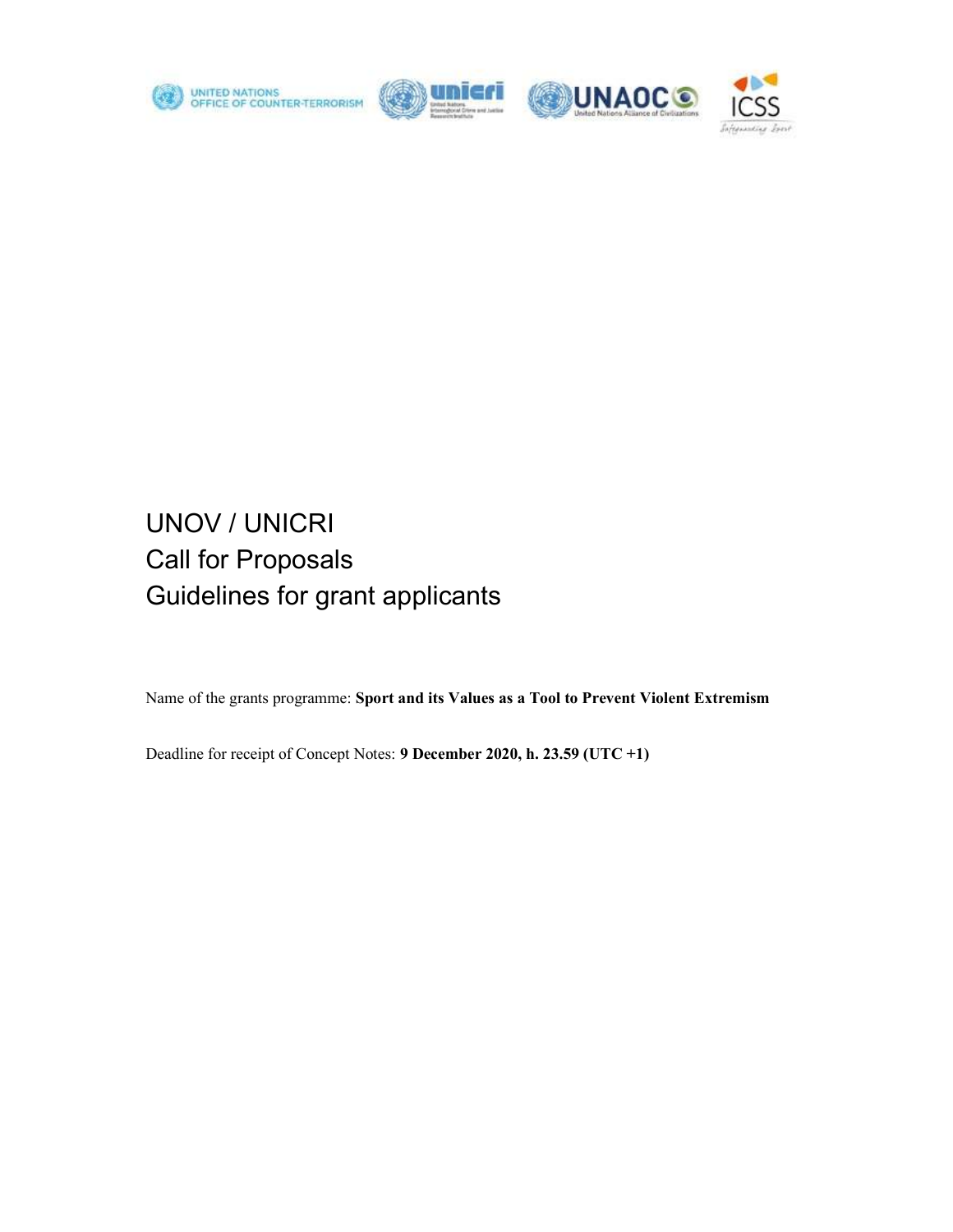UNITED NATIONS OFFICE OF COUNTER-TERRORISM

# UNOV / UNICRI
# Call for Proposals
# Guidelines for grant applicants

Name of the grants programme: **Sport and its Values as a Tool to Prevent Violent Extremism**

Deadline for receipt of Concept Notes: **9 December 2020, h. 23.59 (UTC +1)**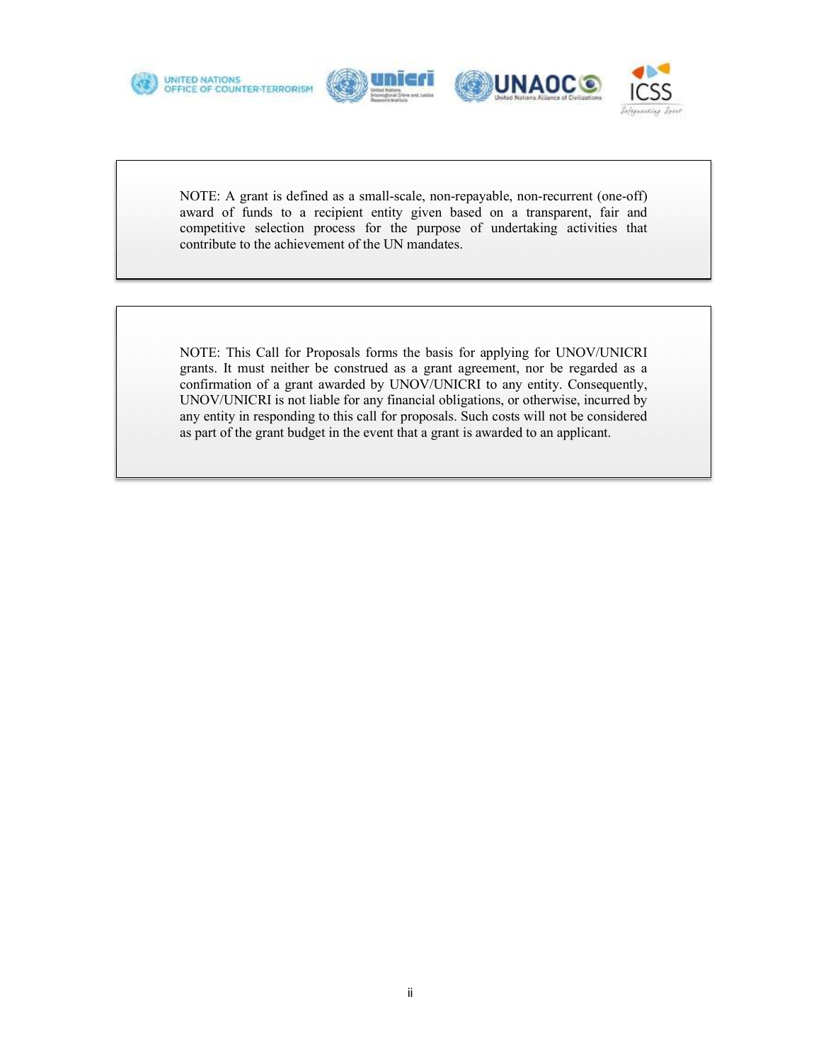NOTE: A grant is defined as a small-scale, non-repayable, non-recurrent (one-off) award of funds to a recipient entity given based on a transparent, fair and competitive selection process for the purpose of undertaking activities that contribute to the achievement of the UN mandates.

NOTE: This Call for Proposals forms the basis for applying for UNOV/UNICRI grants. It must neither be construed as a grant agreement, nor be regarded as a confirmation of a grant awarded by UNOV/UNICRI to any entity. Consequently, UNOV/UNICRI is not liable for any financial obligations, or otherwise, incurred by any entity in responding to this call for proposals. Such costs will not be considered as part of the grant budget in the event that a grant is awarded to an applicant.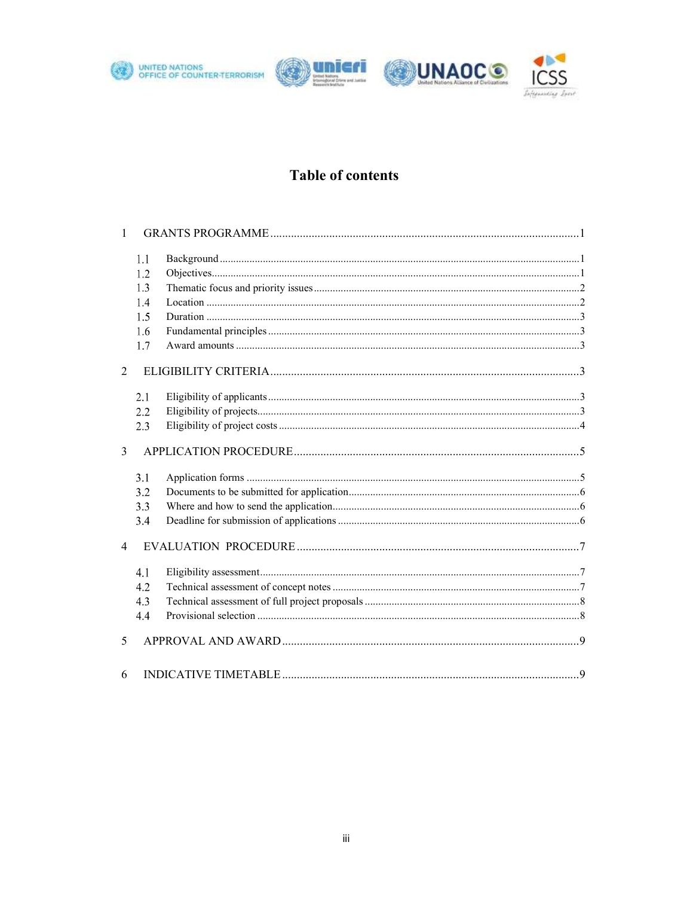# Table of contents

1 GRANTS PROGRAMME ........................................................................................................1

1.1 Background ..........................................................................................................................1
1.2 Objectives..............................................................................................................................1
1.3 Thematic focus and priority issues .......................................................................................2
1.4 Location ................................................................................................................................2
1.5 Duration ................................................................................................................................3
1.6 Fundamental principles ........................................................................................................3
1.7 Award amounts .....................................................................................................................3

2 ELIGIBILITY CRITERIA ........................................................................................................3

2.1 Eligibility of applicants .........................................................................................................3
2.2 Eligibility of projects.............................................................................................................3
2.3 Eligibility of project costs .....................................................................................................4

3 APPLICATION PROCEDURE ................................................................................................5

3.1 Application forms .................................................................................................................5
3.2 Documents to be submitted for application..........................................................................6
3.3 Where and how to send the application................................................................................6
3.4 Deadline for submission of applications ..............................................................................6

4 EVALUATION PROCEDURE ................................................................................................7

4.1 Eligibility assessment............................................................................................................7
4.2 Technical assessment of concept notes .................................................................................7
4.3 Technical assessment of full project proposals .....................................................................8
4.4 Provisional selection .............................................................................................................8

5 APPROVAL AND AWARD .....................................................................................................9

6 INDICATIVE TIMETABLE .....................................................................................................9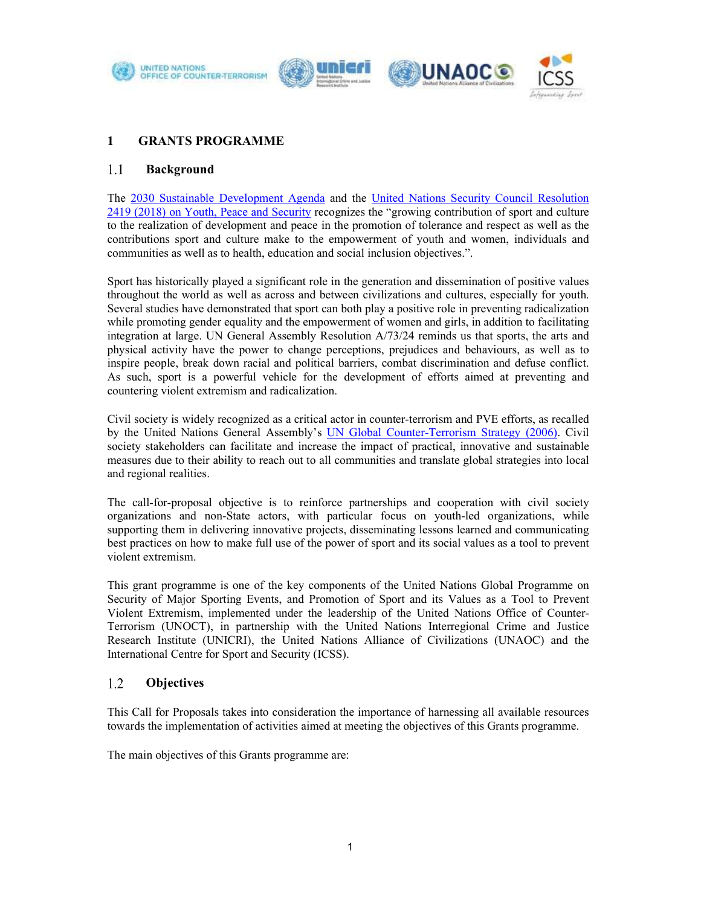# 1 GRANTS PROGRAMME

## 1.1 Background

The 2030 Sustainable Development Agenda and the United Nations Security Council Resolution 2419 (2018) on Youth, Peace and Security recognizes the "growing contribution of sport and culture to the realization of development and peace in the promotion of tolerance and respect as well as the contributions sport and culture make to the empowerment of youth and women, individuals and communities as well as to health, education and social inclusion objectives.".

Sport has historically played a significant role in the generation and dissemination of positive values throughout the world as well as across and between civilizations and cultures, especially for youth. Several studies have demonstrated that sport can both play a positive role in preventing radicalization while promoting gender equality and the empowerment of women and girls, in addition to facilitating integration at large. UN General Assembly Resolution A/73/24 reminds us that sports, the arts and physical activity have the power to change perceptions, prejudices and behaviours, as well as to inspire people, break down racial and political barriers, combat discrimination and defuse conflict. As such, sport is a powerful vehicle for the development of efforts aimed at preventing and countering violent extremism and radicalization.

Civil society is widely recognized as a critical actor in counter-terrorism and PVE efforts, as recalled by the United Nations General Assembly's UN Global Counter-Terrorism Strategy (2006). Civil society stakeholders can facilitate and increase the impact of practical, innovative and sustainable measures due to their ability to reach out to all communities and translate global strategies into local and regional realities.

The call-for-proposal objective is to reinforce partnerships and cooperation with civil society organizations and non-State actors, with particular focus on youth-led organizations, while supporting them in delivering innovative projects, disseminating lessons learned and communicating best practices on how to make full use of the power of sport and its social values as a tool to prevent violent extremism.

This grant programme is one of the key components of the United Nations Global Programme on Security of Major Sporting Events, and Promotion of Sport and its Values as a Tool to Prevent Violent Extremism, implemented under the leadership of the United Nations Office of Counter-Terrorism (UNOCT), in partnership with the United Nations Interregional Crime and Justice Research Institute (UNICRI), the United Nations Alliance of Civilizations (UNAOC) and the International Centre for Sport and Security (ICSS).

## 1.2 Objectives

This Call for Proposals takes into consideration the importance of harnessing all available resources towards the implementation of activities aimed at meeting the objectives of this Grants programme.

The main objectives of this Grants programme are: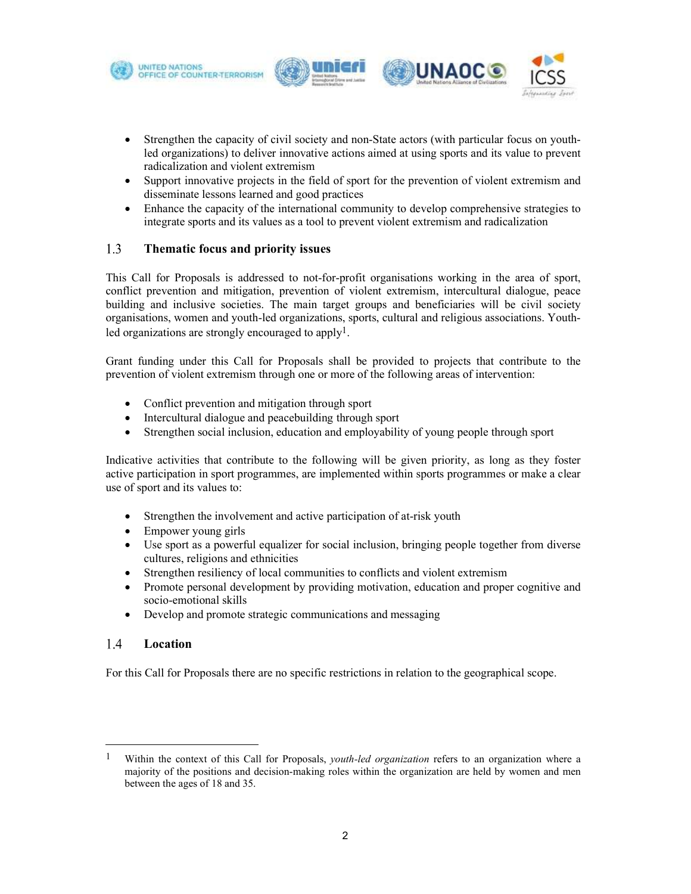- Strengthen the capacity of civil society and non-State actors (with particular focus on youth-led organizations) to deliver innovative actions aimed at using sports and its value to prevent radicalization and violent extremism
- Support innovative projects in the field of sport for the prevention of violent extremism and disseminate lessons learned and good practices
- Enhance the capacity of the international community to develop comprehensive strategies to integrate sports and its values as a tool to prevent violent extremism and radicalization

## 1.3 Thematic focus and priority issues

This Call for Proposals is addressed to not-for-profit organisations working in the area of sport, conflict prevention and mitigation, prevention of violent extremism, intercultural dialogue, peace building and inclusive societies. The main target groups and beneficiaries will be civil society organisations, women and youth-led organizations, sports, cultural and religious associations. Youth-led organizations are strongly encouraged to apply[1].

Grant funding under this Call for Proposals shall be provided to projects that contribute to the prevention of violent extremism through one or more of the following areas of intervention:

- Conflict prevention and mitigation through sport
- Intercultural dialogue and peacebuilding through sport
- Strengthen social inclusion, education and employability of young people through sport

Indicative activities that contribute to the following will be given priority, as long as they foster active participation in sport programmes, are implemented within sports programmes or make a clear use of sport and its values to:

- Strengthen the involvement and active participation of at-risk youth
- Empower young girls
- Use sport as a powerful equalizer for social inclusion, bringing people together from diverse cultures, religions and ethnicities
- Strengthen resiliency of local communities to conflicts and violent extremism
- Promote personal development by providing motivation, education and proper cognitive and socio-emotional skills
- Develop and promote strategic communications and messaging

## 1.4 Location

For this Call for Proposals there are no specific restrictions in relation to the geographical scope.

---

[1] Within the context of this Call for Proposals, *youth-led organization* refers to an organization where a majority of the positions and decision-making roles within the organization are held by women and men between the ages of 18 and 35.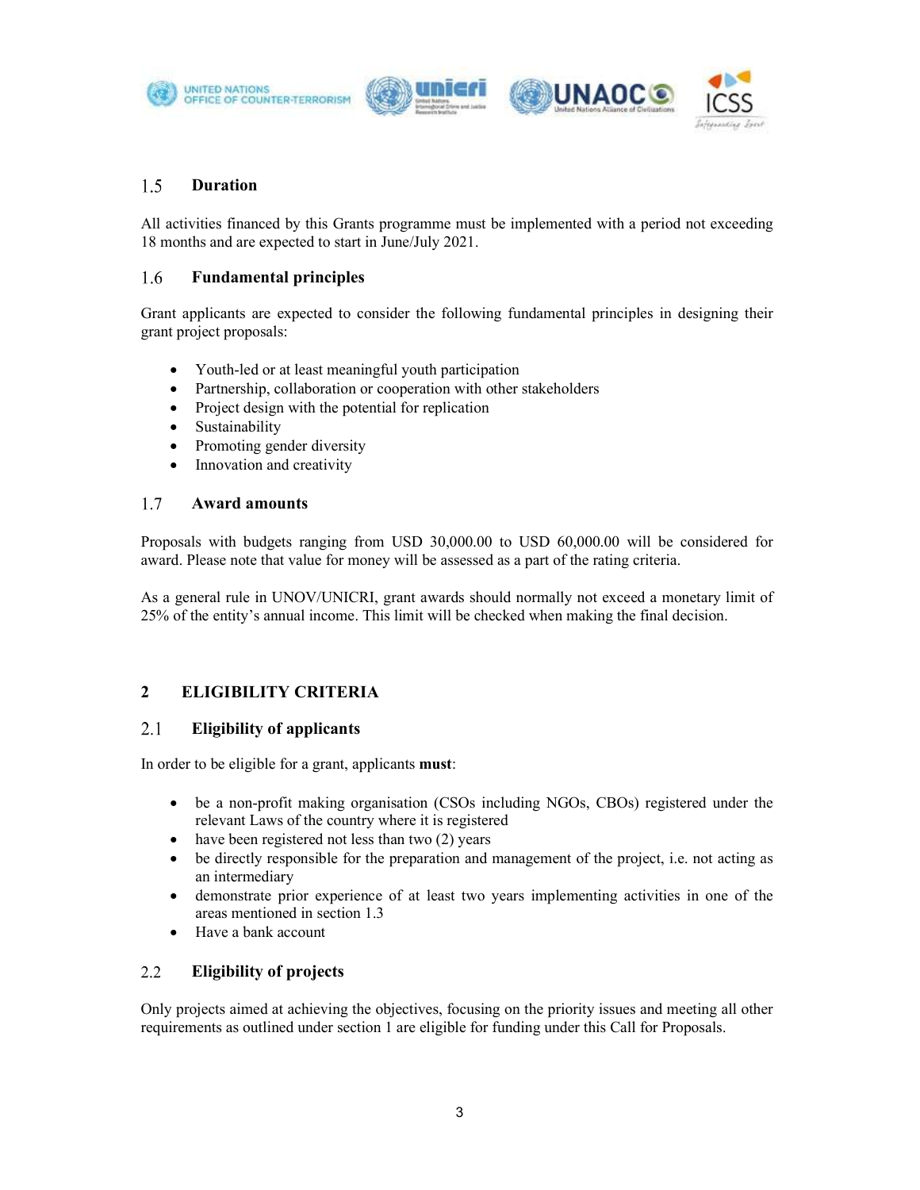### 1.5 Duration

All activities financed by this Grants programme must be implemented with a period not exceeding 18 months and are expected to start in June/July 2021.

### 1.6 Fundamental principles

Grant applicants are expected to consider the following fundamental principles in designing their grant project proposals:

- Youth-led or at least meaningful youth participation
- Partnership, collaboration or cooperation with other stakeholders
- Project design with the potential for replication
- Sustainability
- Promoting gender diversity
- Innovation and creativity

### 1.7 Award amounts

Proposals with budgets ranging from USD 30,000.00 to USD 60,000.00 will be considered for award. Please note that value for money will be assessed as a part of the rating criteria.

As a general rule in UNOV/UNICRI, grant awards should normally not exceed a monetary limit of 25% of the entity's annual income. This limit will be checked when making the final decision.

## 2 ELIGIBILITY CRITERIA

### 2.1 Eligibility of applicants

In order to be eligible for a grant, applicants **must**:

- be a non-profit making organisation (CSOs including NGOs, CBOs) registered under the relevant Laws of the country where it is registered
- have been registered not less than two (2) years
- be directly responsible for the preparation and management of the project, i.e. not acting as an intermediary
- demonstrate prior experience of at least two years implementing activities in one of the areas mentioned in section 1.3
- Have a bank account

### 2.2 Eligibility of projects

Only projects aimed at achieving the objectives, focusing on the priority issues and meeting all other requirements as outlined under section 1 are eligible for funding under this Call for Proposals.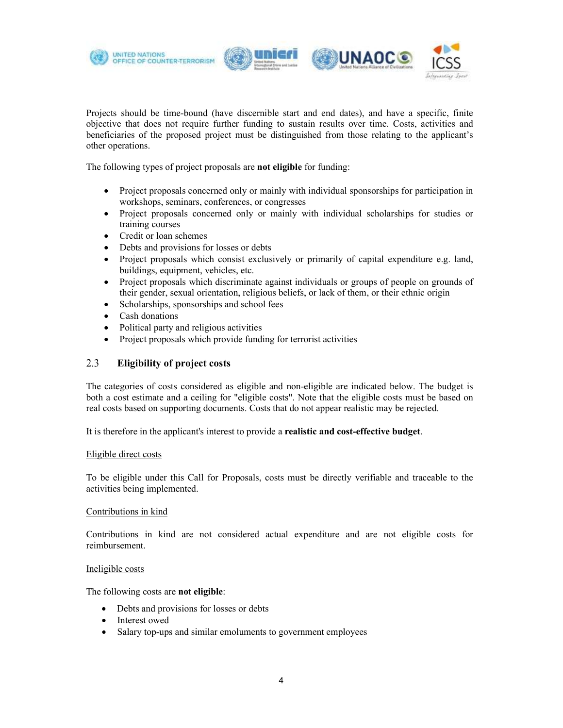Projects should be time-bound (have discernible start and end dates), and have a specific, finite objective that does not require further funding to sustain results over time. Costs, activities and beneficiaries of the proposed project must be distinguished from those relating to the applicant's other operations.

The following types of project proposals are **not eligible** for funding:

- Project proposals concerned only or mainly with individual sponsorships for participation in workshops, seminars, conferences, or congresses
- Project proposals concerned only or mainly with individual scholarships for studies or training courses
- Credit or loan schemes
- Debts and provisions for losses or debts
- Project proposals which consist exclusively or primarily of capital expenditure e.g. land, buildings, equipment, vehicles, etc.
- Project proposals which discriminate against individuals or groups of people on grounds of their gender, sexual orientation, religious beliefs, or lack of them, or their ethnic origin
- Scholarships, sponsorships and school fees
- Cash donations
- Political party and religious activities
- Project proposals which provide funding for terrorist activities

### 2.3 Eligibility of project costs

The categories of costs considered as eligible and non-eligible are indicated below. The budget is both a cost estimate and a ceiling for "eligible costs". Note that the eligible costs must be based on real costs based on supporting documents. Costs that do not appear realistic may be rejected.

It is therefore in the applicant's interest to provide a **realistic and cost-effective budget**.

<u>Eligible direct costs</u>

To be eligible under this Call for Proposals, costs must be directly verifiable and traceable to the activities being implemented.

<u>Contributions in kind</u>

Contributions in kind are not considered actual expenditure and are not eligible costs for reimbursement.

<u>Ineligible costs</u>

The following costs are **not eligible**:

- Debts and provisions for losses or debts
- Interest owed
- Salary top-ups and similar emoluments to government employees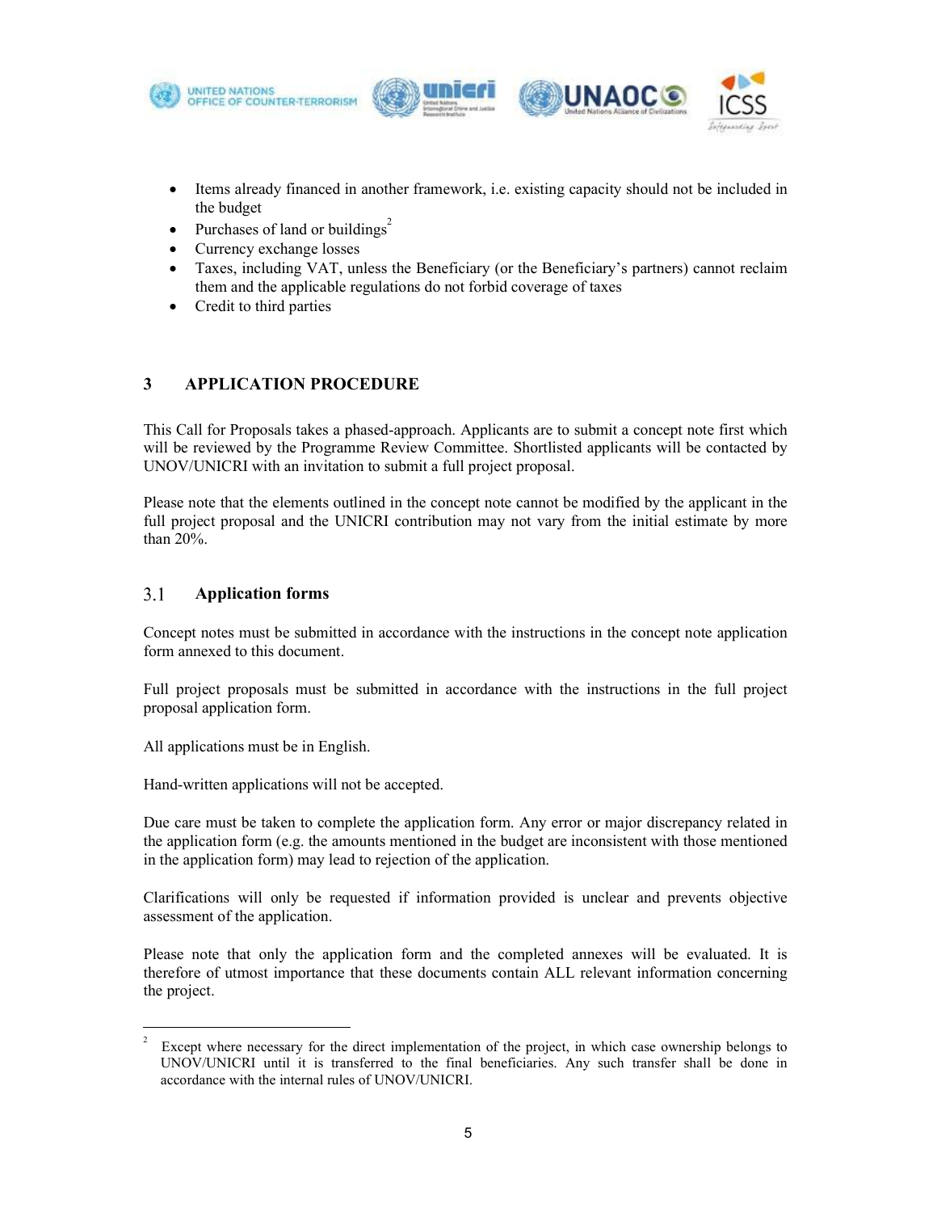- Items already financed in another framework, i.e. existing capacity should not be included in the budget
- Purchases of land or buildings[2]
- Currency exchange losses
- Taxes, including VAT, unless the Beneficiary (or the Beneficiary's partners) cannot reclaim them and the applicable regulations do not forbid coverage of taxes
- Credit to third parties

# 3 APPLICATION PROCEDURE

This Call for Proposals takes a phased-approach. Applicants are to submit a concept note first which will be reviewed by the Programme Review Committee. Shortlisted applicants will be contacted by UNOV/UNICRI with an invitation to submit a full project proposal.

Please note that the elements outlined in the concept note cannot be modified by the applicant in the full project proposal and the UNICRI contribution may not vary from the initial estimate by more than 20%.

## 3.1 Application forms

Concept notes must be submitted in accordance with the instructions in the concept note application form annexed to this document.

Full project proposals must be submitted in accordance with the instructions in the full project proposal application form.

All applications must be in English.

Hand-written applications will not be accepted.

Due care must be taken to complete the application form. Any error or major discrepancy related in the application form (e.g. the amounts mentioned in the budget are inconsistent with those mentioned in the application form) may lead to rejection of the application.

Clarifications will only be requested if information provided is unclear and prevents objective assessment of the application.

Please note that only the application form and the completed annexes will be evaluated. It is therefore of utmost importance that these documents contain ALL relevant information concerning the project.

[2] Except where necessary for the direct implementation of the project, in which case ownership belongs to UNOV/UNICRI until it is transferred to the final beneficiaries. Any such transfer shall be done in accordance with the internal rules of UNOV/UNICRI.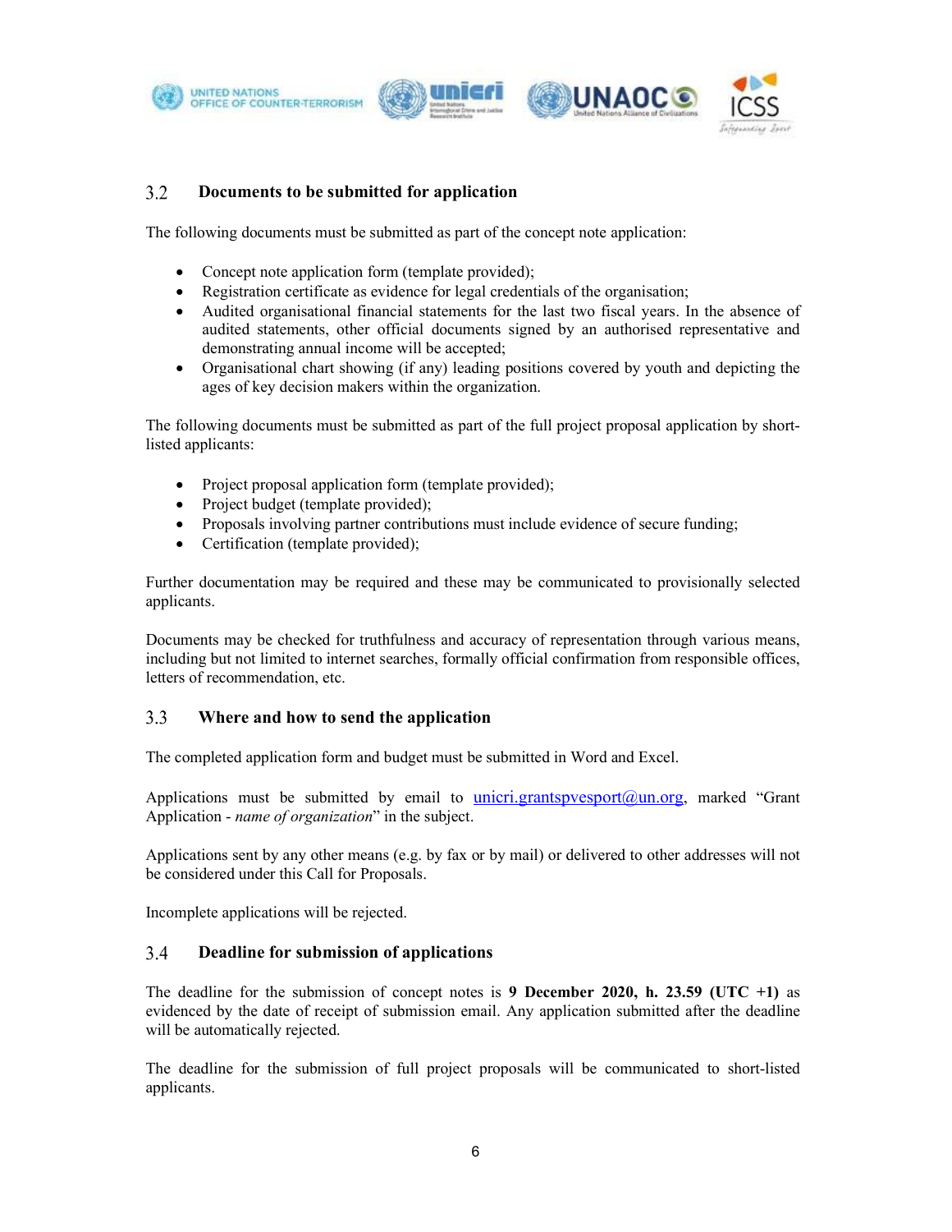### 3.2 Documents to be submitted for application

The following documents must be submitted as part of the concept note application:

- Concept note application form (template provided);
- Registration certificate as evidence for legal credentials of the organisation;
- Audited organisational financial statements for the last two fiscal years. In the absence of audited statements, other official documents signed by an authorised representative and demonstrating annual income will be accepted;
- Organisational chart showing (if any) leading positions covered by youth and depicting the ages of key decision makers within the organization.

The following documents must be submitted as part of the full project proposal application by short-listed applicants:

- Project proposal application form (template provided);
- Project budget (template provided);
- Proposals involving partner contributions must include evidence of secure funding;
- Certification (template provided);

Further documentation may be required and these may be communicated to provisionally selected applicants.

Documents may be checked for truthfulness and accuracy of representation through various means, including but not limited to internet searches, formally official confirmation from responsible offices, letters of recommendation, etc.

### 3.3 Where and how to send the application

The completed application form and budget must be submitted in Word and Excel.

Applications must be submitted by email to unicri.grantspvesport@un.org, marked "Grant Application - *name of organization*" in the subject.

Applications sent by any other means (e.g. by fax or by mail) or delivered to other addresses will not be considered under this Call for Proposals.

Incomplete applications will be rejected.

### 3.4 Deadline for submission of applications

The deadline for the submission of concept notes is **9 December 2020, h. 23.59 (UTC +1)** as evidenced by the date of receipt of submission email. Any application submitted after the deadline will be automatically rejected.

The deadline for the submission of full project proposals will be communicated to short-listed applicants.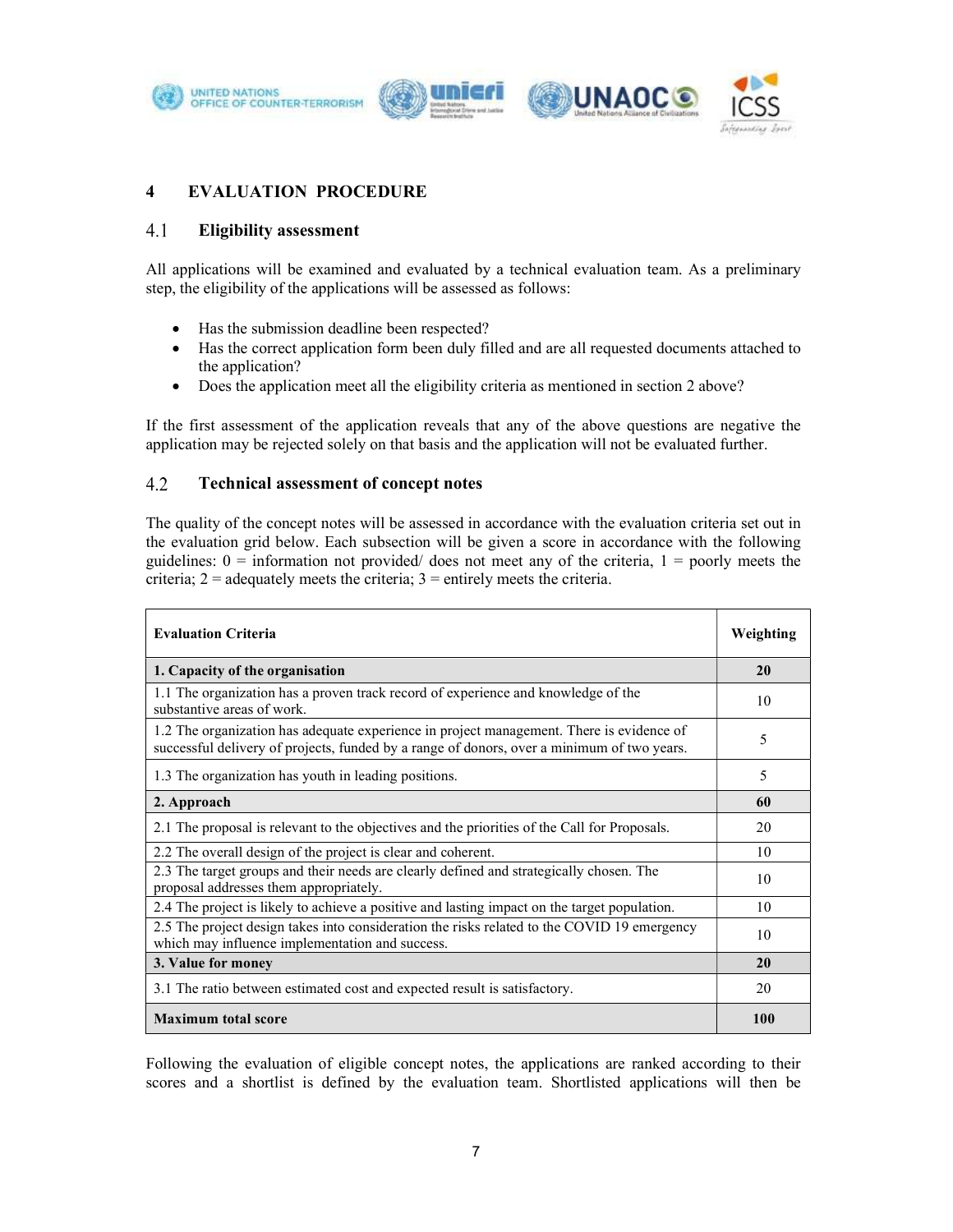# 4 EVALUATION PROCEDURE

## 4.1 Eligibility assessment

All applications will be examined and evaluated by a technical evaluation team. As a preliminary step, the eligibility of the applications will be assessed as follows:

- Has the submission deadline been respected?
- Has the correct application form been duly filled and are all requested documents attached to the application?
- Does the application meet all the eligibility criteria as mentioned in section 2 above?

If the first assessment of the application reveals that any of the above questions are negative the application may be rejected solely on that basis and the application will not be evaluated further.

## 4.2 Technical assessment of concept notes

The quality of the concept notes will be assessed in accordance with the evaluation criteria set out in the evaluation grid below. Each subsection will be given a score in accordance with the following guidelines: 0 = information not provided/ does not meet any of the criteria, 1 = poorly meets the criteria; 2 = adequately meets the criteria; 3 = entirely meets the criteria.

| Evaluation Criteria | Weighting |
|---|---|
| **1. Capacity of the organisation** | **20** |
| 1.1 The organization has a proven track record of experience and knowledge of the substantive areas of work. | 10 |
| 1.2 The organization has adequate experience in project management. There is evidence of successful delivery of projects, funded by a range of donors, over a minimum of two years. | 5 |
| 1.3 The organization has youth in leading positions. | 5 |
| **2. Approach** | **60** |
| 2.1 The proposal is relevant to the objectives and the priorities of the Call for Proposals. | 20 |
| 2.2 The overall design of the project is clear and coherent. | 10 |
| 2.3 The target groups and their needs are clearly defined and strategically chosen. The proposal addresses them appropriately. | 10 |
| 2.4 The project is likely to achieve a positive and lasting impact on the target population. | 10 |
| 2.5 The project design takes into consideration the risks related to the COVID 19 emergency which may influence implementation and success. | 10 |
| **3. Value for money** | **20** |
| 3.1 The ratio between estimated cost and expected result is satisfactory. | 20 |
| **Maximum total score** | **100** |

Following the evaluation of eligible concept notes, the applications are ranked according to their scores and a shortlist is defined by the evaluation team. Shortlisted applications will then be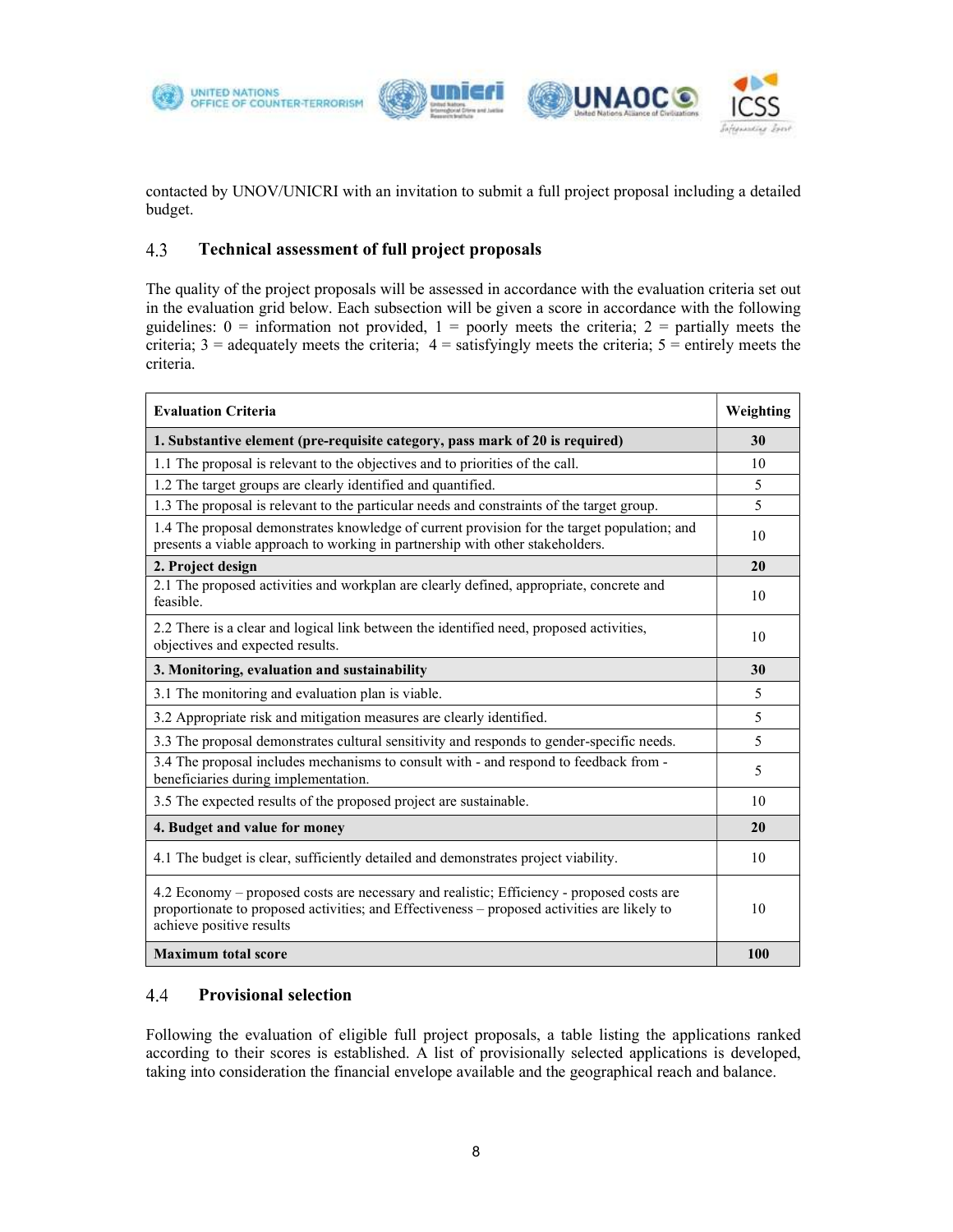contacted by UNOV/UNICRI with an invitation to submit a full project proposal including a detailed budget.

### 4.3 Technical assessment of full project proposals

The quality of the project proposals will be assessed in accordance with the evaluation criteria set out in the evaluation grid below. Each subsection will be given a score in accordance with the following guidelines: 0 = information not provided, 1 = poorly meets the criteria; 2 = partially meets the criteria; 3 = adequately meets the criteria; 4 = satisfyingly meets the criteria; 5 = entirely meets the criteria.

| Evaluation Criteria | Weighting |
|---|---|
| **1. Substantive element (pre-requisite category, pass mark of 20 is required)** | **30** |
| 1.1 The proposal is relevant to the objectives and to priorities of the call. | 10 |
| 1.2 The target groups are clearly identified and quantified. | 5 |
| 1.3 The proposal is relevant to the particular needs and constraints of the target group. | 5 |
| 1.4 The proposal demonstrates knowledge of current provision for the target population; and presents a viable approach to working in partnership with other stakeholders. | 10 |
| **2. Project design** | **20** |
| 2.1 The proposed activities and workplan are clearly defined, appropriate, concrete and feasible. | 10 |
| 2.2 There is a clear and logical link between the identified need, proposed activities, objectives and expected results. | 10 |
| **3. Monitoring, evaluation and sustainability** | **30** |
| 3.1 The monitoring and evaluation plan is viable. | 5 |
| 3.2 Appropriate risk and mitigation measures are clearly identified. | 5 |
| 3.3 The proposal demonstrates cultural sensitivity and responds to gender-specific needs. | 5 |
| 3.4 The proposal includes mechanisms to consult with - and respond to feedback from - beneficiaries during implementation. | 5 |
| 3.5 The expected results of the proposed project are sustainable. | 10 |
| **4. Budget and value for money** | **20** |
| 4.1 The budget is clear, sufficiently detailed and demonstrates project viability. | 10 |
| 4.2 Economy – proposed costs are necessary and realistic; Efficiency - proposed costs are proportionate to proposed activities; and Effectiveness – proposed activities are likely to achieve positive results | 10 |
| **Maximum total score** | **100** |

### 4.4 Provisional selection

Following the evaluation of eligible full project proposals, a table listing the applications ranked according to their scores is established. A list of provisionally selected applications is developed, taking into consideration the financial envelope available and the geographical reach and balance.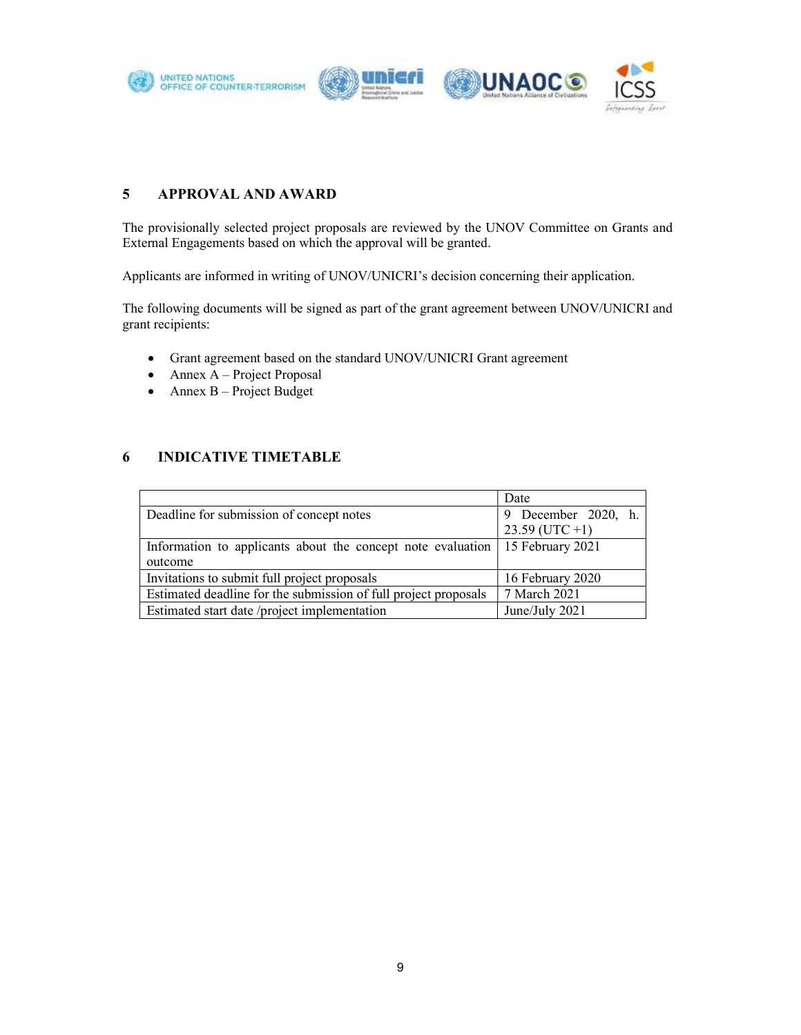## 5 APPROVAL AND AWARD

The provisionally selected project proposals are reviewed by the UNOV Committee on Grants and External Engagements based on which the approval will be granted.

Applicants are informed in writing of UNOV/UNICRI's decision concerning their application.

The following documents will be signed as part of the grant agreement between UNOV/UNICRI and grant recipients:

- Grant agreement based on the standard UNOV/UNICRI Grant agreement
- Annex A – Project Proposal
- Annex B – Project Budget

## 6 INDICATIVE TIMETABLE

| | Date |
|---|---|
| Deadline for submission of concept notes | 9 December 2020, h. 23.59 (UTC +1) |
| Information to applicants about the concept note evaluation outcome | 15 February 2021 |
| Invitations to submit full project proposals | 16 February 2020 |
| Estimated deadline for the submission of full project proposals | 7 March 2021 |
| Estimated start date /project implementation | June/July 2021 |